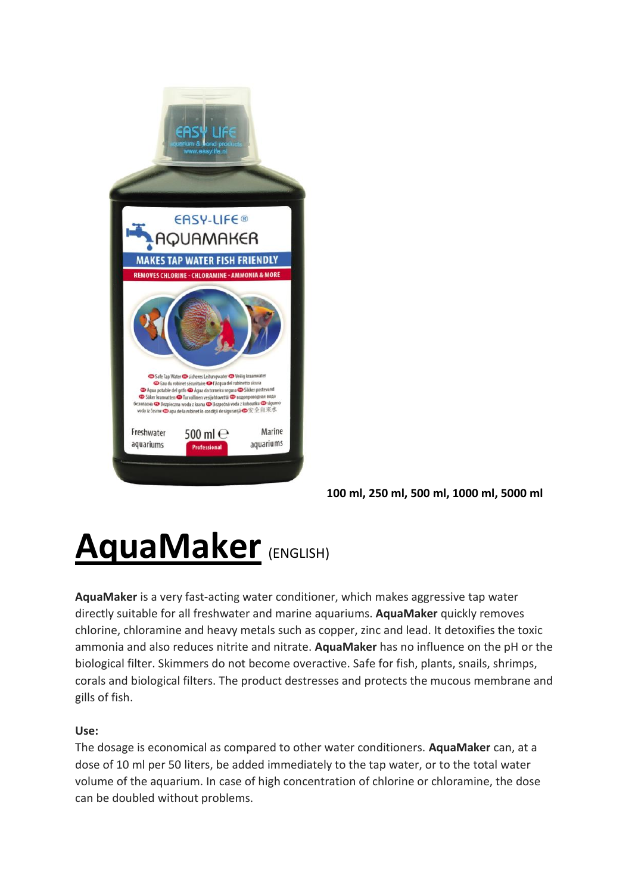100 ml, 250 ml, 500 ml, 1000 ml, 5000 ml

# AquaMaker (ENGLISH)

**AquaMaker** is a very fast-acting water conditioner, which makes aggressive tap water directly suitable for all freshwater and marine aquariums. **AquaMaker** quickly removes chlorine, chloramine and heavy metals such as copper, zinc and lead. It detoxifies the toxic ammonia and also reduces nitrite and nitrate. **AquaMaker** has no influence on the pH or the biological filter. Skimmers do not become overactive. Safe for fish, plants, snails, shrimps, corals and biological filters. The product destresses and protects the mucous membrane and gills of fish.

**Use:**
The dosage is economical as compared to other water conditioners. **AquaMaker** can, at a dose of 10 ml per 50 liters, be added immediately to the tap water, or to the total water volume of the aquarium. In case of high concentration of chlorine or chloramine, the dose can be doubled without problems.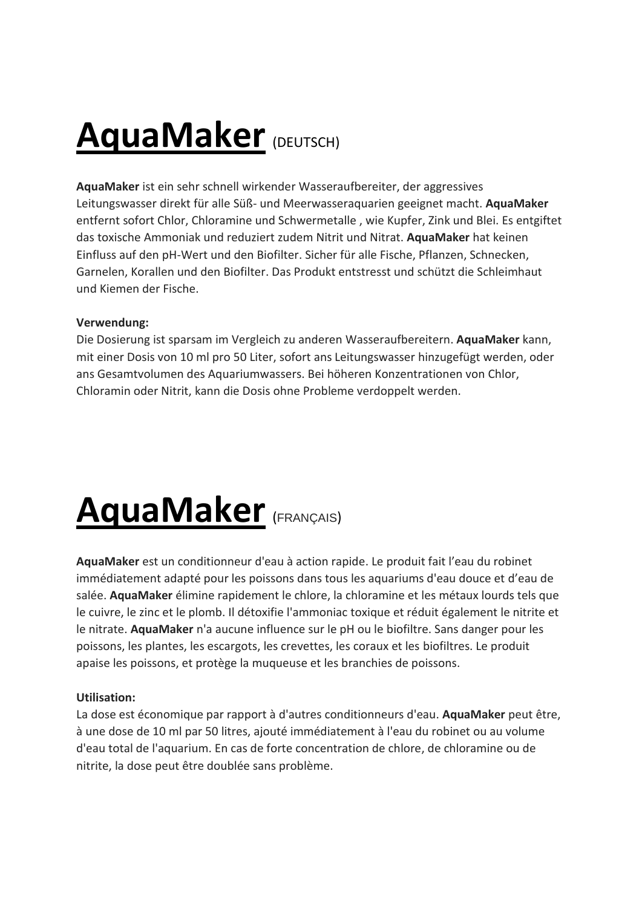# AquaMaker (DEUTSCH)

**AquaMaker** ist ein sehr schnell wirkender Wasseraufbereiter, der aggressives Leitungswasser direkt für alle Süß- und Meerwasseraquarien geeignet macht. **AquaMaker** entfernt sofort Chlor, Chloramine und Schwermetalle , wie Kupfer, Zink und Blei. Es entgiftet das toxische Ammoniak und reduziert zudem Nitrit und Nitrat. **AquaMaker** hat keinen Einfluss auf den pH-Wert und den Biofilter. Sicher für alle Fische, Pflanzen, Schnecken, Garnelen, Korallen und den Biofilter. Das Produkt entstresst und schützt die Schleimhaut und Kiemen der Fische.

**Verwendung:**
Die Dosierung ist sparsam im Vergleich zu anderen Wasseraufbereitern. **AquaMaker** kann, mit einer Dosis von 10 ml pro 50 Liter, sofort ans Leitungswasser hinzugefügt werden, oder ans Gesamtvolumen des Aquariumwassers. Bei höheren Konzentrationen von Chlor, Chloramin oder Nitrit, kann die Dosis ohne Probleme verdoppelt werden.

# AquaMaker (FRANÇAIS)

**AquaMaker** est un conditionneur d'eau à action rapide. Le produit fait l'eau du robinet immédiatement adapté pour les poissons dans tous les aquariums d'eau douce et d'eau de salée. **AquaMaker** élimine rapidement le chlore, la chloramine et les métaux lourds tels que le cuivre, le zinc et le plomb. Il détoxifie l'ammoniac toxique et réduit également le nitrite et le nitrate. **AquaMaker** n'a aucune influence sur le pH ou le biofiltre. Sans danger pour les poissons, les plantes, les escargots, les crevettes, les coraux et les biofiltres. Le produit apaise les poissons, et protège la muqueuse et les branchies de poissons.

**Utilisation:**
La dose est économique par rapport à d'autres conditionneurs d'eau. **AquaMaker** peut être, à une dose de 10 ml par 50 litres, ajouté immédiatement à l'eau du robinet ou au volume d'eau total de l'aquarium. En cas de forte concentration de chlore, de chloramine ou de nitrite, la dose peut être doublée sans problème.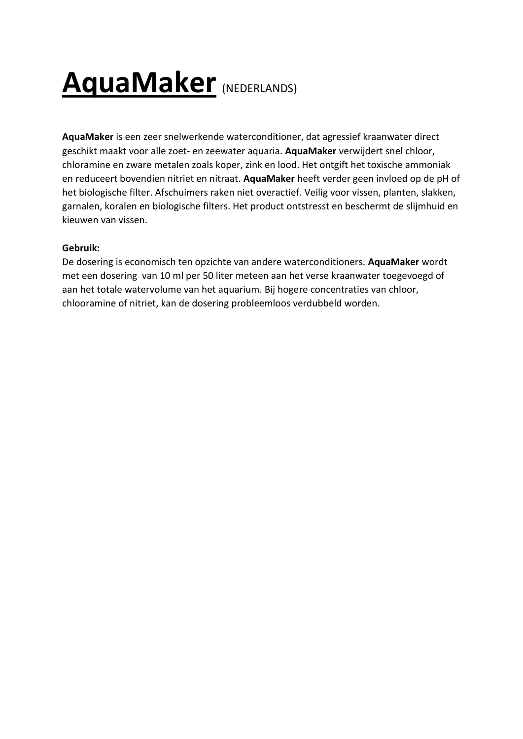# AquaMaker (NEDERLANDS)

**AquaMaker** is een zeer snelwerkende waterconditioner, dat agressief kraanwater direct geschikt maakt voor alle zoet- en zeewater aquaria. **AquaMaker** verwijdert snel chloor, chloramine en zware metalen zoals koper, zink en lood. Het ontgift het toxische ammoniak en reduceert bovendien nitriet en nitraat. **AquaMaker** heeft verder geen invloed op de pH of het biologische filter. Afschuimers raken niet overactief. Veilig voor vissen, planten, slakken, garnalen, koralen en biologische filters. Het product ontstresst en beschermt de slijmhuid en kieuwen van vissen.

**Gebruik:**
De dosering is economisch ten opzichte van andere waterconditioners. **AquaMaker** wordt met een dosering van 10 ml per 50 liter meteen aan het verse kraanwater toegevoegd of aan het totale watervolume van het aquarium. Bij hogere concentraties van chloor, chlooramine of nitriet, kan de dosering probleemloos verdubbeld worden.